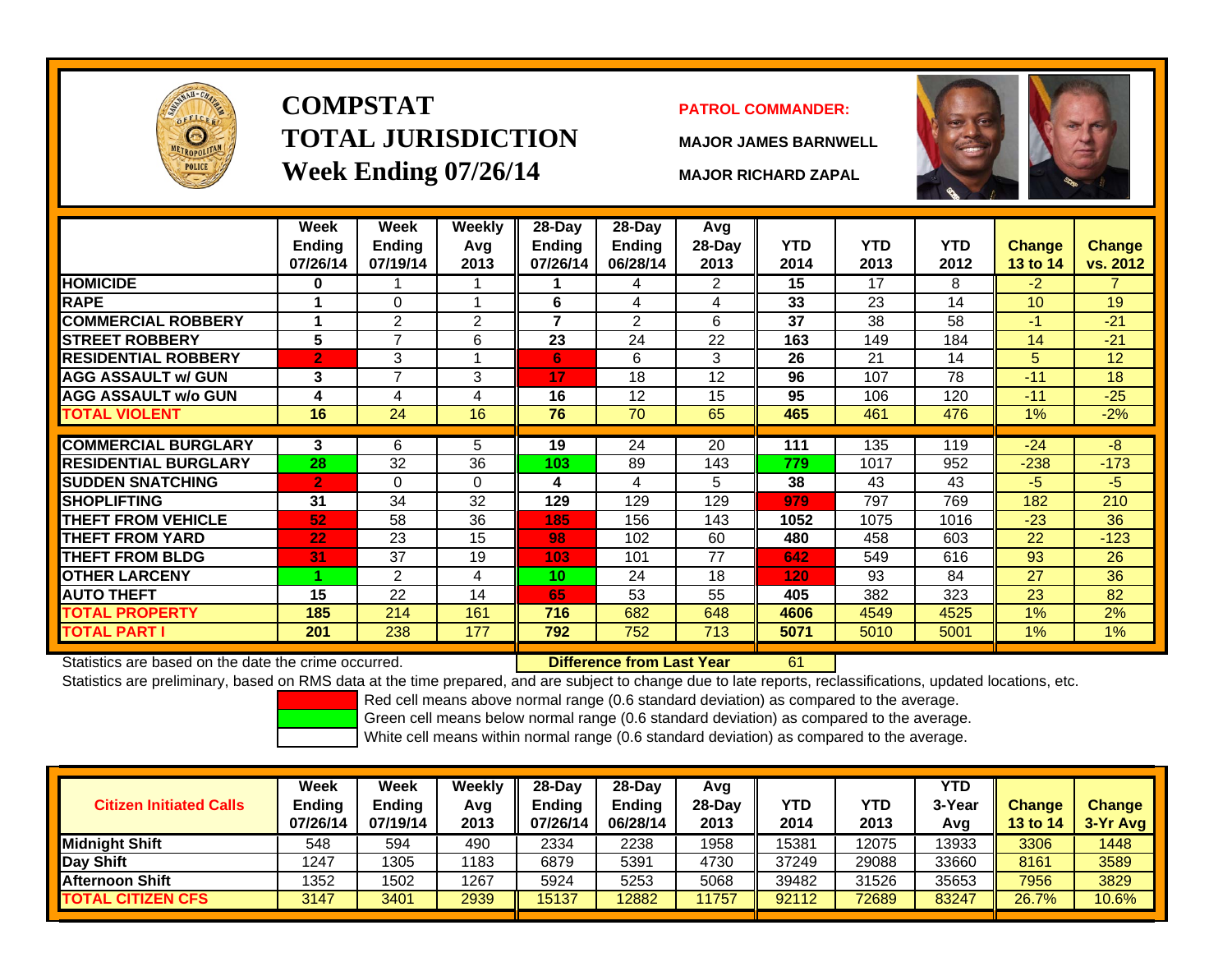# COMPSTAT
# TOTAL JURISDICTION
# Week Ending 07/26/14

**PATROL COMMANDER:**

**MAJOR JAMES BARNWELL**

**MAJOR RICHARD ZAPAL**

| | Week Ending 07/26/14 | Week Ending 07/19/14 | Weekly Avg 2013 | 28-Day Ending 07/26/14 | 28-Day Ending 06/28/14 | Avg 28-Day 2013 | YTD 2014 | YTD 2013 | YTD 2012 | Change 13 to 14 | Change vs. 2012 |
|---|---|---|---|---|---|---|---|---|---|---|---|
| HOMICIDE | 0 | 1 | 1 | 1 | 4 | 2 | 15 | 17 | 8 | -2 | 7 |
| RAPE | 1 | 0 | 1 | 6 | 4 | 4 | 33 | 23 | 14 | 10 | 19 |
| COMMERCIAL ROBBERY | 1 | 2 | 2 | 7 | 2 | 6 | 37 | 38 | 58 | -1 | -21 |
| STREET ROBBERY | 5 | 7 | 6 | 23 | 24 | 22 | 163 | 149 | 184 | 14 | -21 |
| RESIDENTIAL ROBBERY | 2 | 3 | 1 | 6 | 6 | 3 | 26 | 21 | 14 | 5 | 12 |
| AGG ASSAULT w/ GUN | 3 | 7 | 3 | 17 | 18 | 12 | 96 | 107 | 78 | -11 | 18 |
| AGG ASSAULT w/o GUN | 4 | 4 | 4 | 16 | 12 | 15 | 95 | 106 | 120 | -11 | -25 |
| TOTAL VIOLENT | 16 | 24 | 16 | 76 | 70 | 65 | 465 | 461 | 476 | 1% | -2% |
| COMMERCIAL BURGLARY | 3 | 6 | 5 | 19 | 24 | 20 | 111 | 135 | 119 | -24 | -8 |
| RESIDENTIAL BURGLARY | 28 | 32 | 36 | 103 | 89 | 143 | 779 | 1017 | 952 | -238 | -173 |
| SUDDEN SNATCHING | 2 | 0 | 0 | 4 | 4 | 5 | 38 | 43 | 43 | -5 | -5 |
| SHOPLIFTING | 31 | 34 | 32 | 129 | 129 | 129 | 979 | 797 | 769 | 182 | 210 |
| THEFT FROM VEHICLE | 52 | 58 | 36 | 185 | 156 | 143 | 1052 | 1075 | 1016 | -23 | 36 |
| THEFT FROM YARD | 22 | 23 | 15 | 98 | 102 | 60 | 480 | 458 | 603 | 22 | -123 |
| THEFT FROM BLDG | 31 | 37 | 19 | 103 | 101 | 77 | 642 | 549 | 616 | 93 | 26 |
| OTHER LARCENY | 1 | 2 | 4 | 10 | 24 | 18 | 120 | 93 | 84 | 27 | 36 |
| AUTO THEFT | 15 | 22 | 14 | 65 | 53 | 55 | 405 | 382 | 323 | 23 | 82 |
| TOTAL PROPERTY | 185 | 214 | 161 | 716 | 682 | 648 | 4606 | 4549 | 4525 | 1% | 2% |
| TOTAL PART I | 201 | 238 | 177 | 792 | 752 | 713 | 5071 | 5010 | 5001 | 1% | 1% |

Statistics are based on the date the crime occurred. **Difference from Last Year** 61

Statistics are preliminary, based on RMS data at the time prepared, and are subject to change due to late reports, reclassifications, updated locations, etc.

Red cell means above normal range (0.6 standard deviation) as compared to the average.
Green cell means below normal range (0.6 standard deviation) as compared to the average.
White cell means within normal range (0.6 standard deviation) as compared to the average.

| Citizen Initiated Calls | Week Ending 07/26/14 | Week Ending 07/19/14 | Weekly Avg 2013 | 28-Day Ending 07/26/14 | 28-Day Ending 06/28/14 | Avg 28-Day 2013 | YTD 2014 | YTD 2013 | YTD 3-Year Avg | Change 13 to 14 | Change 3-Yr Avg |
|---|---|---|---|---|---|---|---|---|---|---|---|
| Midnight Shift | 548 | 594 | 490 | 2334 | 2238 | 1958 | 15381 | 12075 | 13933 | 3306 | 1448 |
| Day Shift | 1247 | 1305 | 1183 | 6879 | 5391 | 4730 | 37249 | 29088 | 33660 | 8161 | 3589 |
| Afternoon Shift | 1352 | 1502 | 1267 | 5924 | 5253 | 5068 | 39482 | 31526 | 35653 | 7956 | 3829 |
| TOTAL CITIZEN CFS | 3147 | 3401 | 2939 | 15137 | 12882 | 11757 | 92112 | 72689 | 83247 | 26.7% | 10.6% |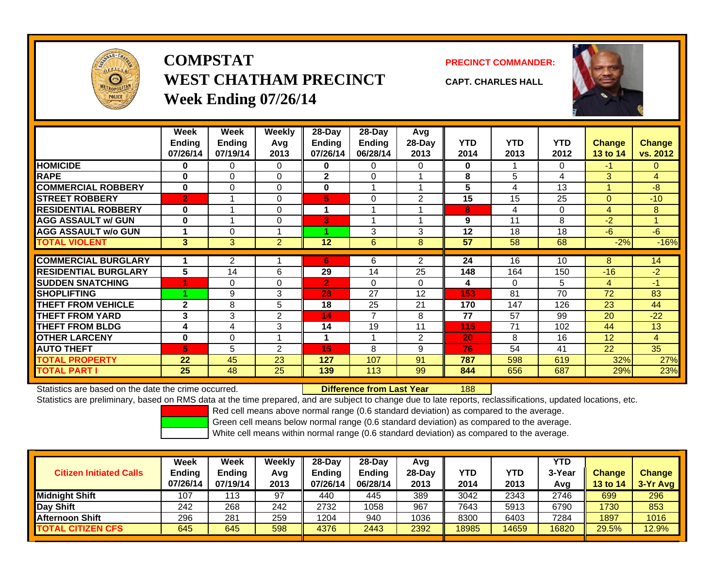# COMPSTAT
# WEST CHATHAM PRECINCT
## Week Ending 07/26/14

**PRECINCT COMMANDER:**

**CAPT. CHARLES HALL**

| | Week Ending 07/26/14 | Week Ending 07/19/14 | Weekly Avg 2013 | 28-Day Ending 07/26/14 | 28-Day Ending 06/28/14 | Avg 28-Day 2013 | YTD 2014 | YTD 2013 | YTD 2012 | Change 13 to 14 | Change vs. 2012 |
|---|---|---|---|---|---|---|---|---|---|---|---|
| HOMICIDE | 0 | 0 | 0 | 0 | 0 | 0 | 0 | 1 | 0 | -1 | 0 |
| RAPE | 0 | 0 | 0 | 2 | 0 | 1 | 8 | 5 | 4 | 3 | 4 |
| COMMERCIAL ROBBERY | 0 | 0 | 0 | 0 | 1 | 1 | 5 | 4 | 13 | 1 | -8 |
| STREET ROBBERY | 2 | 1 | 0 | 5 | 0 | 2 | 15 | 15 | 25 | 0 | -10 |
| RESIDENTIAL ROBBERY | 0 | 1 | 0 | 1 | 1 | 1 | 8 | 4 | 0 | 4 | 8 |
| AGG ASSAULT w/ GUN | 0 | 1 | 0 | 3 | 1 | 1 | 9 | 11 | 8 | -2 | 1 |
| AGG ASSAULT w/o GUN | 1 | 0 | 1 | 1 | 3 | 3 | 12 | 18 | 18 | -6 | -6 |
| TOTAL VIOLENT | 3 | 3 | 2 | 12 | 6 | 8 | 57 | 58 | 68 | -2% | -16% |
| COMMERCIAL BURGLARY | 1 | 2 | 1 | 6 | 6 | 2 | 24 | 16 | 10 | 8 | 14 |
| RESIDENTIAL BURGLARY | 5 | 14 | 6 | 29 | 14 | 25 | 148 | 164 | 150 | -16 | -2 |
| SUDDEN SNATCHING | 1 | 0 | 0 | 2 | 0 | 0 | 4 | 0 | 5 | 4 | -1 |
| SHOPLIFTING | 1 | 9 | 3 | 28 | 27 | 12 | 153 | 81 | 70 | 72 | 83 |
| THEFT FROM VEHICLE | 2 | 8 | 5 | 18 | 25 | 21 | 170 | 147 | 126 | 23 | 44 |
| THEFT FROM YARD | 3 | 3 | 2 | 14 | 7 | 8 | 77 | 57 | 99 | 20 | -22 |
| THEFT FROM BLDG | 4 | 4 | 3 | 14 | 19 | 11 | 115 | 71 | 102 | 44 | 13 |
| OTHER LARCENY | 0 | 0 | 1 | 1 | 1 | 2 | 20 | 8 | 16 | 12 | 4 |
| AUTO THEFT | 5 | 5 | 2 | 15 | 8 | 9 | 76 | 54 | 41 | 22 | 35 |
| TOTAL PROPERTY | 22 | 45 | 23 | 127 | 107 | 91 | 787 | 598 | 619 | 32% | 27% |
| TOTAL PART I | 25 | 48 | 25 | 139 | 113 | 99 | 844 | 656 | 687 | 29% | 23% |

Statistics are based on the date the crime occurred. **Difference from Last Year** 188

Statistics are preliminary, based on RMS data at the time prepared, and are subject to change due to late reports, reclassifications, updated locations, etc.

Red cell means above normal range (0.6 standard deviation) as compared to the average.
Green cell means below normal range (0.6 standard deviation) as compared to the average.
White cell means within normal range (0.6 standard deviation) as compared to the average.

| Citizen Initiated Calls | Week Ending 07/26/14 | Week Ending 07/19/14 | Weekly Avg 2013 | 28-Day Ending 07/26/14 | 28-Day Ending 06/28/14 | Avg 28-Day 2013 | YTD 2014 | YTD 2013 | YTD 3-Year Avg | Change 13 to 14 | Change 3-Yr Avg |
|---|---|---|---|---|---|---|---|---|---|---|---|
| Midnight Shift | 107 | 113 | 97 | 440 | 445 | 389 | 3042 | 2343 | 2746 | 699 | 296 |
| Day Shift | 242 | 268 | 242 | 2732 | 1058 | 967 | 7643 | 5913 | 6790 | 1730 | 853 |
| Afternoon Shift | 296 | 281 | 259 | 1204 | 940 | 1036 | 8300 | 6403 | 7284 | 1897 | 1016 |
| TOTAL CITIZEN CFS | 645 | 645 | 598 | 4376 | 2443 | 2392 | 18985 | 14659 | 16820 | 29.5% | 12.9% |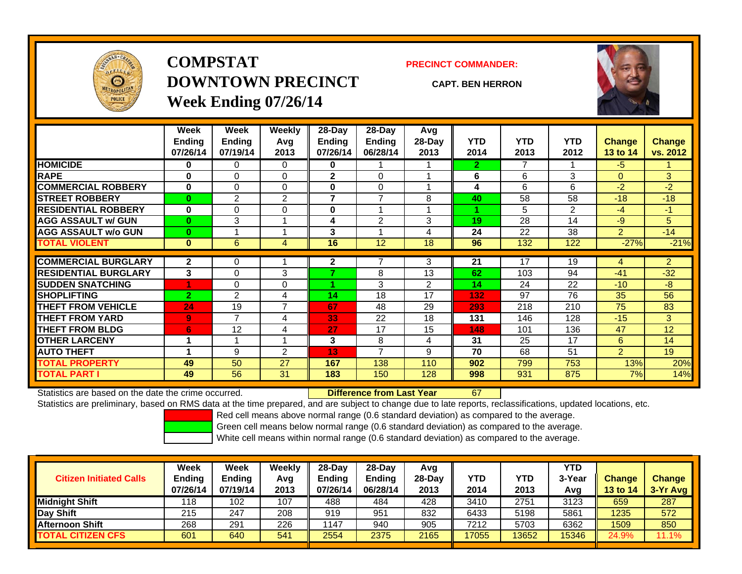# COMPSTAT
# DOWNTOWN PRECINCT
## Week Ending 07/26/14

**PRECINCT COMMANDER:**

**CAPT. BEN HERRON**

| | Week Ending 07/26/14 | Week Ending 07/19/14 | Weekly Avg 2013 | 28-Day Ending 07/26/14 | 28-Day Ending 06/28/14 | Avg 28-Day 2013 | YTD 2014 | YTD 2013 | YTD 2012 | Change 13 to 14 | Change vs. 2012 |
|---|---|---|---|---|---|---|---|---|---|---|---|
| **HOMICIDE** | 0 | 0 | 0 | 0 | 1 | 1 | 2 | 7 | 1 | -5 | 1 |
| **RAPE** | 0 | 0 | 0 | 2 | 0 | 1 | 6 | 6 | 3 | 0 | 3 |
| **COMMERCIAL ROBBERY** | 0 | 0 | 0 | 0 | 0 | 1 | 4 | 6 | 6 | -2 | -2 |
| **STREET ROBBERY** | 0 | 2 | 2 | 7 | 7 | 8 | 40 | 58 | 58 | -18 | -18 |
| **RESIDENTIAL ROBBERY** | 0 | 0 | 0 | 0 | 1 | 1 | 1 | 5 | 2 | -4 | -1 |
| **AGG ASSAULT w/ GUN** | 0 | 3 | 1 | 4 | 2 | 3 | 19 | 28 | 14 | -9 | 5 |
| **AGG ASSAULT w/o GUN** | 0 | 1 | 1 | 3 | 1 | 4 | 24 | 22 | 38 | 2 | -14 |
| **TOTAL VIOLENT** | 0 | 6 | 4 | 16 | 12 | 18 | 96 | 132 | 122 | -27% | -21% |
| **COMMERCIAL BURGLARY** | 2 | 0 | 1 | 2 | 7 | 3 | 21 | 17 | 19 | 4 | 2 |
| **RESIDENTIAL BURGLARY** | 3 | 0 | 3 | 7 | 8 | 13 | 62 | 103 | 94 | -41 | -32 |
| **SUDDEN SNATCHING** | 1 | 0 | 0 | 1 | 3 | 2 | 14 | 24 | 22 | -10 | -8 |
| **SHOPLIFTING** | 2 | 2 | 4 | 14 | 18 | 17 | 132 | 97 | 76 | 35 | 56 |
| **THEFT FROM VEHICLE** | 24 | 19 | 7 | 67 | 48 | 29 | 293 | 218 | 210 | 75 | 83 |
| **THEFT FROM YARD** | 9 | 7 | 4 | 33 | 22 | 18 | 131 | 146 | 128 | -15 | 3 |
| **THEFT FROM BLDG** | 6 | 12 | 4 | 27 | 17 | 15 | 148 | 101 | 136 | 47 | 12 |
| **OTHER LARCENY** | 1 | 1 | 1 | 3 | 8 | 4 | 31 | 25 | 17 | 6 | 14 |
| **AUTO THEFT** | 1 | 9 | 2 | 13 | 7 | 9 | 70 | 68 | 51 | 2 | 19 |
| **TOTAL PROPERTY** | 49 | 50 | 27 | 167 | 138 | 110 | 902 | 799 | 753 | 13% | 20% |
| **TOTAL PART I** | 49 | 56 | 31 | 183 | 150 | 128 | 998 | 931 | 875 | 7% | 14% |

Statistics are based on the date the crime occurred. **Difference from Last Year** 67

Statistics are preliminary, based on RMS data at the time prepared, and are subject to change due to late reports, reclassifications, updated locations, etc.

Red cell means above normal range (0.6 standard deviation) as compared to the average.

Green cell means below normal range (0.6 standard deviation) as compared to the average.

White cell means within normal range (0.6 standard deviation) as compared to the average.

| Citizen Initiated Calls | Week Ending 07/26/14 | Week Ending 07/19/14 | Weekly Avg 2013 | 28-Day Ending 07/26/14 | 28-Day Ending 06/28/14 | Avg 28-Day 2013 | YTD 2014 | YTD 2013 | YTD 3-Year Avg | Change 13 to 14 | Change 3-Yr Avg |
|---|---|---|---|---|---|---|---|---|---|---|---|
| **Midnight Shift** | 118 | 102 | 107 | 488 | 484 | 428 | 3410 | 2751 | 3123 | 659 | 287 |
| **Day Shift** | 215 | 247 | 208 | 919 | 951 | 832 | 6433 | 5198 | 5861 | 1235 | 572 |
| **Afternoon Shift** | 268 | 291 | 226 | 1147 | 940 | 905 | 7212 | 5703 | 6362 | 1509 | 850 |
| **TOTAL CITIZEN CFS** | 601 | 640 | 541 | 2554 | 2375 | 2165 | 17055 | 13652 | 15346 | 24.9% | 11.1% |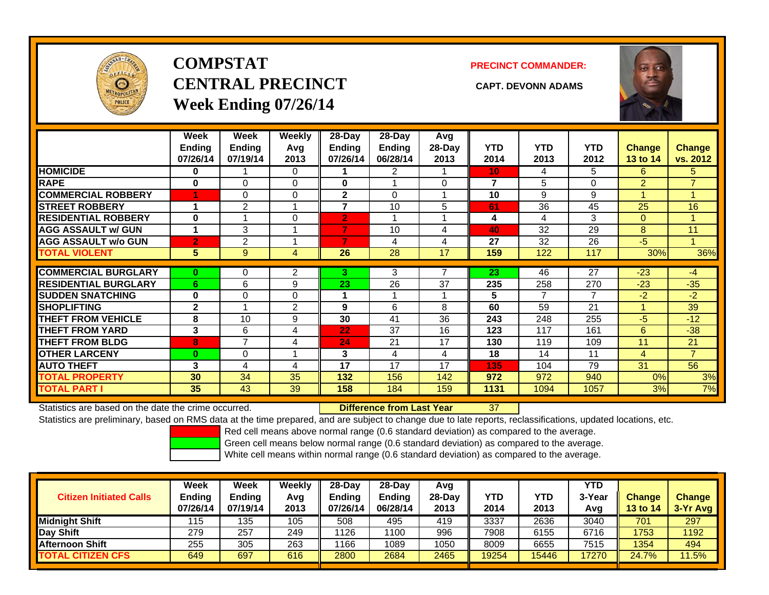# COMPSTAT CENTRAL PRECINCT Week Ending 07/26/14

**PRECINCT COMMANDER:**

**CAPT. DEVONN ADAMS**

| | Week Ending 07/26/14 | Week Ending 07/19/14 | Weekly Avg 2013 | 28-Day Ending 07/26/14 | 28-Day Ending 06/28/14 | Avg 28-Day 2013 | YTD 2014 | YTD 2013 | YTD 2012 | Change 13 to 14 | Change vs. 2012 |
|---|---|---|---|---|---|---|---|---|---|---|---|
| **HOMICIDE** | 0 | 1 | 0 | 1 | 2 | 1 | 10 | 4 | 5 | 6 | 5 |
| **RAPE** | 0 | 0 | 0 | 0 | 1 | 0 | 7 | 5 | 0 | 2 | 7 |
| **COMMERCIAL ROBBERY** | 1 | 0 | 0 | 2 | 0 | 1 | 10 | 9 | 9 | 1 | 1 |
| **STREET ROBBERY** | 1 | 2 | 1 | 7 | 10 | 5 | 61 | 36 | 45 | 25 | 16 |
| **RESIDENTIAL ROBBERY** | 0 | 1 | 0 | 2 | 1 | 1 | 4 | 4 | 3 | 0 | 1 |
| **AGG ASSAULT w/ GUN** | 1 | 3 | 1 | 7 | 10 | 4 | 40 | 32 | 29 | 8 | 11 |
| **AGG ASSAULT w/o GUN** | 2 | 2 | 1 | 7 | 4 | 4 | 27 | 32 | 26 | -5 | 1 |
| **TOTAL VIOLENT** | 5 | 9 | 4 | 26 | 28 | 17 | 159 | 122 | 117 | 30% | 36% |
| **COMMERCIAL BURGLARY** | 0 | 0 | 2 | 3 | 3 | 7 | 23 | 46 | 27 | -23 | -4 |
| **RESIDENTIAL BURGLARY** | 6 | 6 | 9 | 23 | 26 | 37 | 235 | 258 | 270 | -23 | -35 |
| **SUDDEN SNATCHING** | 0 | 0 | 0 | 1 | 1 | 1 | 5 | 7 | 7 | -2 | -2 |
| **SHOPLIFTING** | 2 | 1 | 2 | 9 | 6 | 8 | 60 | 59 | 21 | 1 | 39 |
| **THEFT FROM VEHICLE** | 8 | 10 | 9 | 30 | 41 | 36 | 243 | 248 | 255 | -5 | -12 |
| **THEFT FROM YARD** | 3 | 6 | 4 | 22 | 37 | 16 | 123 | 117 | 161 | 6 | -38 |
| **THEFT FROM BLDG** | 8 | 7 | 4 | 24 | 21 | 17 | 130 | 119 | 109 | 11 | 21 |
| **OTHER LARCENY** | 0 | 0 | 1 | 3 | 4 | 4 | 18 | 14 | 11 | 4 | 7 |
| **AUTO THEFT** | 3 | 4 | 4 | 17 | 17 | 17 | 135 | 104 | 79 | 31 | 56 |
| **TOTAL PROPERTY** | 30 | 34 | 35 | 132 | 156 | 142 | 972 | 972 | 940 | 0% | 3% |
| **TOTAL PART I** | 35 | 43 | 39 | 158 | 184 | 159 | 1131 | 1094 | 1057 | 3% | 7% |

Statistics are based on the date the crime occurred. **Difference from Last Year** 37

Statistics are preliminary, based on RMS data at the time prepared, and are subject to change due to late reports, reclassifications, updated locations, etc.

Red cell means above normal range (0.6 standard deviation) as compared to the average.

Green cell means below normal range (0.6 standard deviation) as compared to the average.

White cell means within normal range (0.6 standard deviation) as compared to the average.

| Citizen Initiated Calls | Week Ending 07/26/14 | Week Ending 07/19/14 | Weekly Avg 2013 | 28-Day Ending 07/26/14 | 28-Day Ending 06/28/14 | Avg 28-Day 2013 | YTD 2014 | YTD 2013 | YTD 3-Year Avg | Change 13 to 14 | Change 3-Yr Avg |
|---|---|---|---|---|---|---|---|---|---|---|---|
| **Midnight Shift** | 115 | 135 | 105 | 508 | 495 | 419 | 3337 | 2636 | 3040 | 701 | 297 |
| **Day Shift** | 279 | 257 | 249 | 1126 | 1100 | 996 | 7908 | 6155 | 6716 | 1753 | 1192 |
| **Afternoon Shift** | 255 | 305 | 263 | 1166 | 1089 | 1050 | 8009 | 6655 | 7515 | 1354 | 494 |
| **TOTAL CITIZEN CFS** | 649 | 697 | 616 | 2800 | 2684 | 2465 | 19254 | 15446 | 17270 | 24.7% | 11.5% |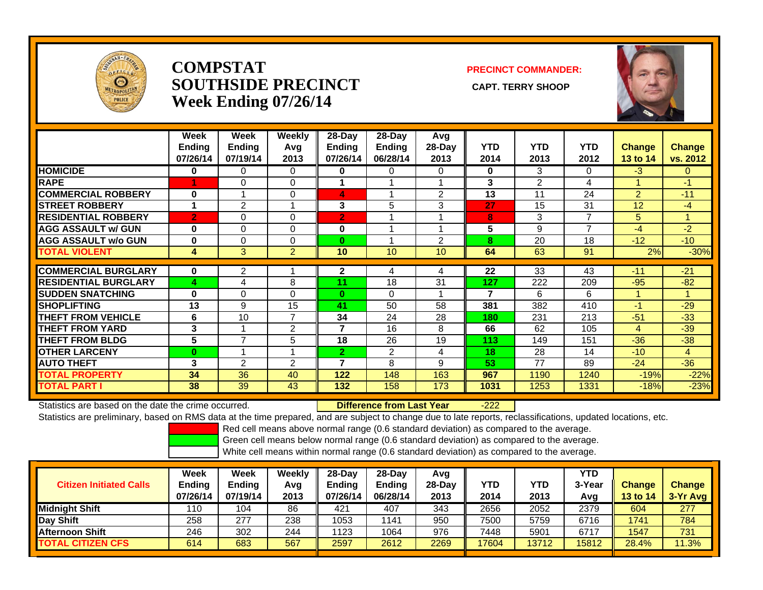# COMPSTAT
# SOUTHSIDE PRECINCT
# Week Ending 07/26/14

**PRECINCT COMMANDER:**

**CAPT. TERRY SHOOP**

| | Week Ending 07/26/14 | Week Ending 07/19/14 | Weekly Avg 2013 | 28-Day Ending 07/26/14 | 28-Day Ending 06/28/14 | Avg 28-Day 2013 | YTD 2014 | YTD 2013 | YTD 2012 | Change 13 to 14 | Change vs. 2012 |
|---|---|---|---|---|---|---|---|---|---|---|---|
| HOMICIDE | 0 | 0 | 0 | 0 | 0 | 0 | 0 | 3 | 0 | -3 | 0 |
| RAPE | 1 | 0 | 0 | 1 | 1 | 1 | 3 | 2 | 4 | 1 | -1 |
| COMMERCIAL ROBBERY | 0 | 1 | 0 | 4 | 1 | 2 | 13 | 11 | 24 | 2 | -11 |
| STREET ROBBERY | 1 | 2 | 1 | 3 | 5 | 3 | 27 | 15 | 31 | 12 | -4 |
| RESIDENTIAL ROBBERY | 2 | 0 | 0 | 2 | 1 | 1 | 8 | 3 | 7 | 5 | 1 |
| AGG ASSAULT w/ GUN | 0 | 0 | 0 | 0 | 1 | 1 | 5 | 9 | 7 | -4 | -2 |
| AGG ASSAULT w/o GUN | 0 | 0 | 0 | 0 | 1 | 2 | 8 | 20 | 18 | -12 | -10 |
| TOTAL VIOLENT | 4 | 3 | 2 | 10 | 10 | 10 | 64 | 63 | 91 | 2% | -30% |
| COMMERCIAL BURGLARY | 0 | 2 | 1 | 2 | 4 | 4 | 22 | 33 | 43 | -11 | -21 |
| RESIDENTIAL BURGLARY | 4 | 4 | 8 | 11 | 18 | 31 | 127 | 222 | 209 | -95 | -82 |
| SUDDEN SNATCHING | 0 | 0 | 0 | 0 | 0 | 1 | 7 | 6 | 6 | 1 | 1 |
| SHOPLIFTING | 13 | 9 | 15 | 41 | 50 | 58 | 381 | 382 | 410 | -1 | -29 |
| THEFT FROM VEHICLE | 6 | 10 | 7 | 34 | 24 | 28 | 180 | 231 | 213 | -51 | -33 |
| THEFT FROM YARD | 3 | 1 | 2 | 7 | 16 | 8 | 66 | 62 | 105 | 4 | -39 |
| THEFT FROM BLDG | 5 | 7 | 5 | 18 | 26 | 19 | 113 | 149 | 151 | -36 | -38 |
| OTHER LARCENY | 0 | 1 | 1 | 2 | 2 | 4 | 18 | 28 | 14 | -10 | 4 |
| AUTO THEFT | 3 | 2 | 2 | 7 | 8 | 9 | 53 | 77 | 89 | -24 | -36 |
| TOTAL PROPERTY | 34 | 36 | 40 | 122 | 148 | 163 | 967 | 1190 | 1240 | -19% | -22% |
| TOTAL PART I | 38 | 39 | 43 | 132 | 158 | 173 | 1031 | 1253 | 1331 | -18% | -23% |

Statistics are based on the date the crime occurred. **Difference from Last Year** -222

Statistics are preliminary, based on RMS data at the time prepared, and are subject to change due to late reports, reclassifications, updated locations, etc.

Red cell means above normal range (0.6 standard deviation) as compared to the average.
Green cell means below normal range (0.6 standard deviation) as compared to the average.
White cell means within normal range (0.6 standard deviation) as compared to the average.

| Citizen Initiated Calls | Week Ending 07/26/14 | Week Ending 07/19/14 | Weekly Avg 2013 | 28-Day Ending 07/26/14 | 28-Day Ending 06/28/14 | Avg 28-Day 2013 | YTD 2014 | YTD 2013 | YTD 3-Year Avg | Change 13 to 14 | Change 3-Yr Avg |
|---|---|---|---|---|---|---|---|---|---|---|---|
| Midnight Shift | 110 | 104 | 86 | 421 | 407 | 343 | 2656 | 2052 | 2379 | 604 | 277 |
| Day Shift | 258 | 277 | 238 | 1053 | 1141 | 950 | 7500 | 5759 | 6716 | 1741 | 784 |
| Afternoon Shift | 246 | 302 | 244 | 1123 | 1064 | 976 | 7448 | 5901 | 6717 | 1547 | 731 |
| TOTAL CITIZEN CFS | 614 | 683 | 567 | 2597 | 2612 | 2269 | 17604 | 13712 | 15812 | 28.4% | 11.3% |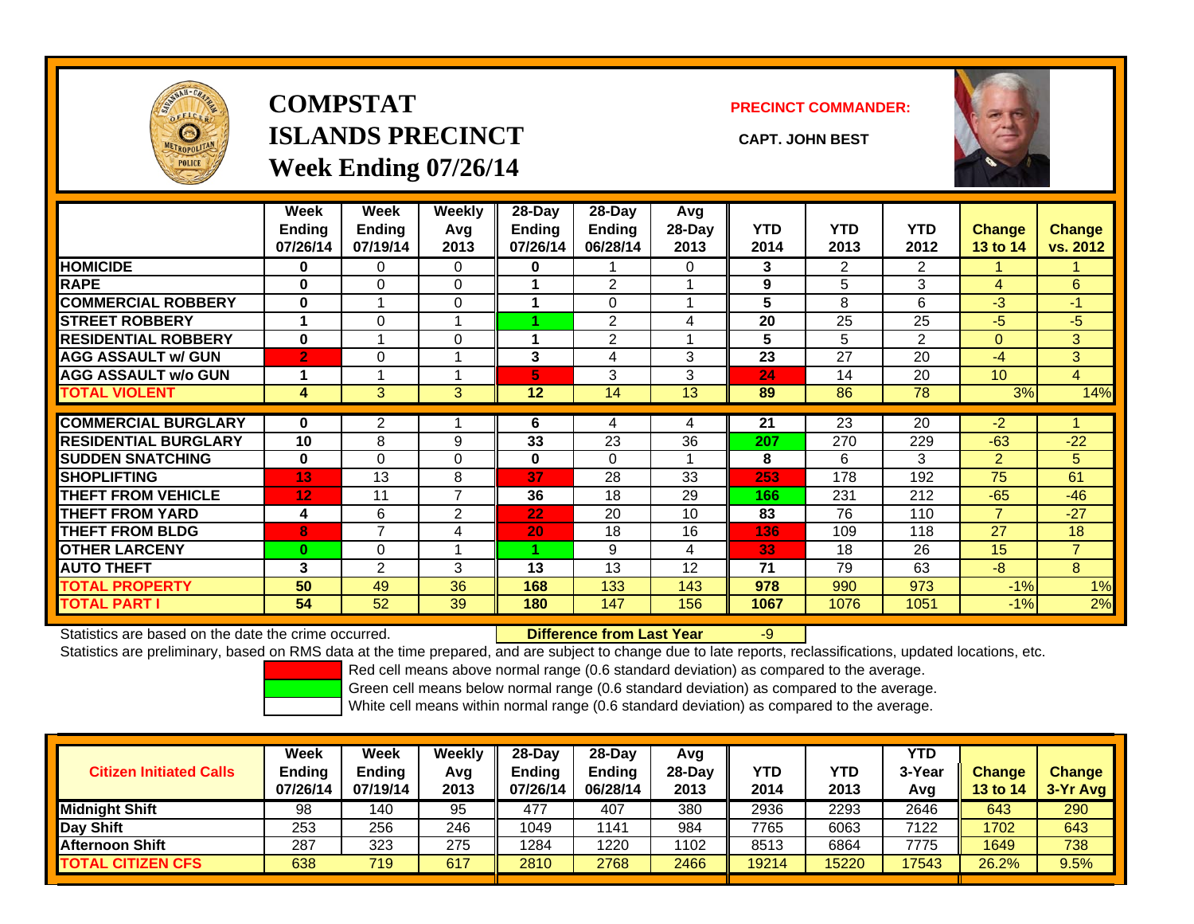# COMPSTAT
# ISLANDS PRECINCT
# Week Ending 07/26/14

**PRECINCT COMMANDER:**

**CAPT. JOHN BEST**

| | Week Ending 07/26/14 | Week Ending 07/19/14 | Weekly Avg 2013 | 28-Day Ending 07/26/14 | 28-Day Ending 06/28/14 | Avg 28-Day 2013 | YTD 2014 | YTD 2013 | YTD 2012 | Change 13 to 14 | Change vs. 2012 |
|---|---|---|---|---|---|---|---|---|---|---|---|
| **HOMICIDE** | 0 | 0 | 0 | 0 | 1 | 0 | 3 | 2 | 2 | 1 | 1 |
| **RAPE** | 0 | 0 | 0 | 1 | 2 | 1 | 9 | 5 | 3 | 4 | 6 |
| **COMMERCIAL ROBBERY** | 0 | 1 | 0 | 1 | 0 | 1 | 5 | 8 | 6 | -3 | -1 |
| **STREET ROBBERY** | 1 | 0 | 1 | 1 | 2 | 4 | 20 | 25 | 25 | -5 | -5 |
| **RESIDENTIAL ROBBERY** | 0 | 1 | 0 | 1 | 2 | 1 | 5 | 5 | 2 | 0 | 3 |
| **AGG ASSAULT w/ GUN** | 2 | 0 | 1 | 3 | 4 | 3 | 23 | 27 | 20 | -4 | 3 |
| **AGG ASSAULT w/o GUN** | 1 | 1 | 1 | 5 | 3 | 3 | 24 | 14 | 20 | 10 | 4 |
| **TOTAL VIOLENT** | 4 | 3 | 3 | 12 | 14 | 13 | 89 | 86 | 78 | 3% | 14% |
| **COMMERCIAL BURGLARY** | 0 | 2 | 1 | 6 | 4 | 4 | 21 | 23 | 20 | -2 | 1 |
| **RESIDENTIAL BURGLARY** | 10 | 8 | 9 | 33 | 23 | 36 | 207 | 270 | 229 | -63 | -22 |
| **SUDDEN SNATCHING** | 0 | 0 | 0 | 0 | 0 | 1 | 8 | 6 | 3 | 2 | 5 |
| **SHOPLIFTING** | 13 | 13 | 8 | 37 | 28 | 33 | 253 | 178 | 192 | 75 | 61 |
| **THEFT FROM VEHICLE** | 12 | 11 | 7 | 36 | 18 | 29 | 166 | 231 | 212 | -65 | -46 |
| **THEFT FROM YARD** | 4 | 6 | 2 | 22 | 20 | 10 | 83 | 76 | 110 | 7 | -27 |
| **THEFT FROM BLDG** | 8 | 7 | 4 | 20 | 18 | 16 | 136 | 109 | 118 | 27 | 18 |
| **OTHER LARCENY** | 0 | 0 | 1 | 1 | 9 | 4 | 33 | 18 | 26 | 15 | 7 |
| **AUTO THEFT** | 3 | 2 | 3 | 13 | 13 | 12 | 71 | 79 | 63 | -8 | 8 |
| **TOTAL PROPERTY** | 50 | 49 | 36 | 168 | 133 | 143 | 978 | 990 | 973 | -1% | 1% |
| **TOTAL PART I** | 54 | 52 | 39 | 180 | 147 | 156 | 1067 | 1076 | 1051 | -1% | 2% |

Statistics are based on the date the crime occurred. **Difference from Last Year** -9

Statistics are preliminary, based on RMS data at the time prepared, and are subject to change due to late reports, reclassifications, updated locations, etc.

Red cell means above normal range (0.6 standard deviation) as compared to the average.
Green cell means below normal range (0.6 standard deviation) as compared to the average.
White cell means within normal range (0.6 standard deviation) as compared to the average.

| Citizen Initiated Calls | Week Ending 07/26/14 | Week Ending 07/19/14 | Weekly Avg 2013 | 28-Day Ending 07/26/14 | 28-Day Ending 06/28/14 | Avg 28-Day 2013 | YTD 2014 | YTD 2013 | YTD 3-Year Avg | Change 13 to 14 | Change 3-Yr Avg |
|---|---|---|---|---|---|---|---|---|---|---|---|
| **Midnight Shift** | 98 | 140 | 95 | 477 | 407 | 380 | 2936 | 2293 | 2646 | 643 | 290 |
| **Day Shift** | 253 | 256 | 246 | 1049 | 1141 | 984 | 7765 | 6063 | 7122 | 1702 | 643 |
| **Afternoon Shift** | 287 | 323 | 275 | 1284 | 1220 | 1102 | 8513 | 6864 | 7775 | 1649 | 738 |
| **TOTAL CITIZEN CFS** | 638 | 719 | 617 | 2810 | 2768 | 2466 | 19214 | 15220 | 17543 | 26.2% | 9.5% |